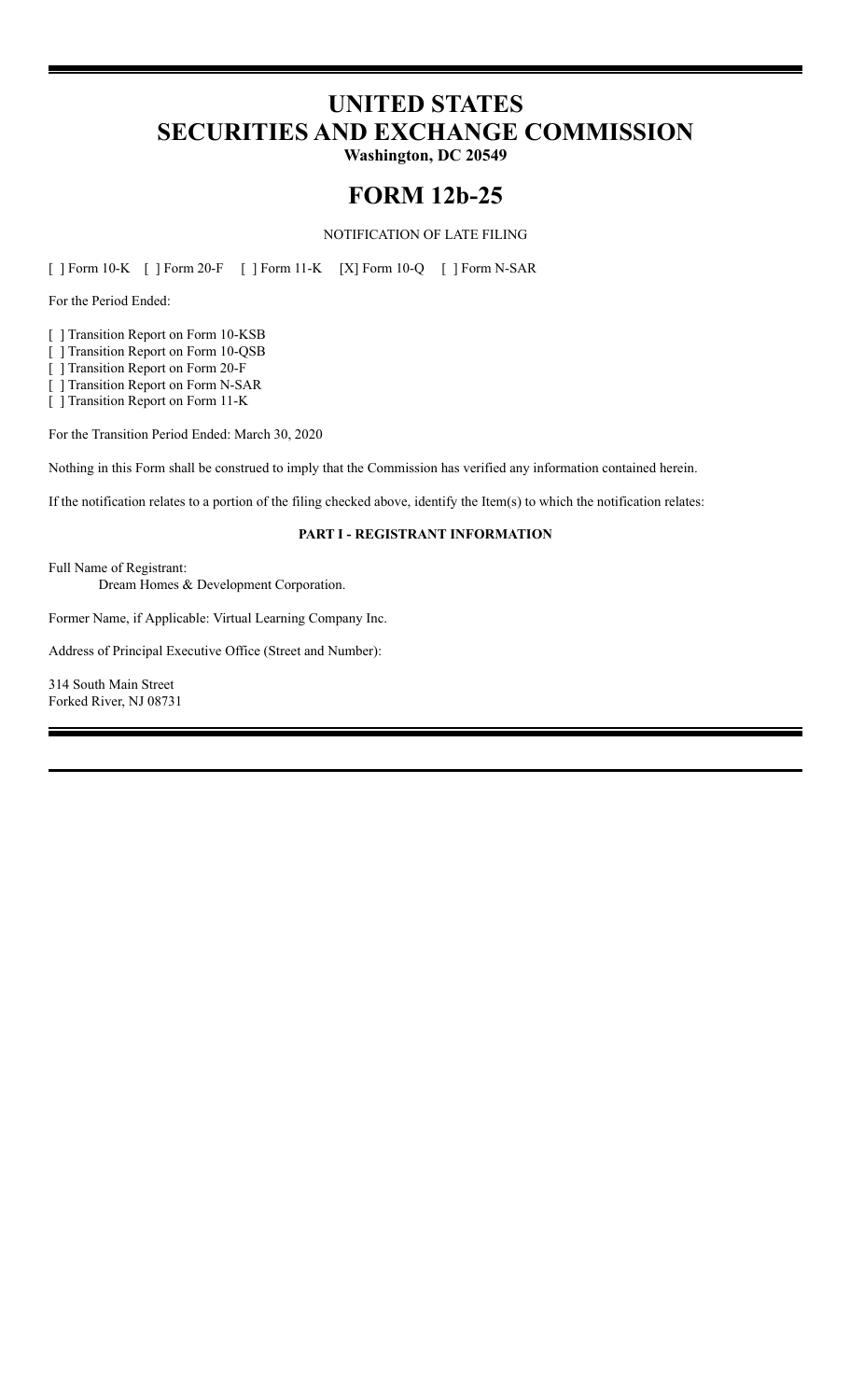# UNITED STATES SECURITIES AND EXCHANGE COMMISSION

**Washington, DC 20549**

# FORM 12b-25

NOTIFICATION OF LATE FILING

[ ] Form 10-K [ ] Form 20-F [ ] Form 11-K [X] Form 10-Q [ ] Form N-SAR

For the Period Ended:

[ ] Transition Report on Form 10-KSB
[ ] Transition Report on Form 10-QSB
[ ] Transition Report on Form 20-F
[ ] Transition Report on Form N-SAR
[ ] Transition Report on Form 11-K

For the Transition Period Ended: March 30, 2020

Nothing in this Form shall be construed to imply that the Commission has verified any information contained herein.

If the notification relates to a portion of the filing checked above, identify the Item(s) to which the notification relates:

**PART I - REGISTRANT INFORMATION**

Full Name of Registrant:
Dream Homes & Development Corporation.

Former Name, if Applicable: Virtual Learning Company Inc.

Address of Principal Executive Office (Street and Number):

314 South Main Street
Forked River, NJ 08731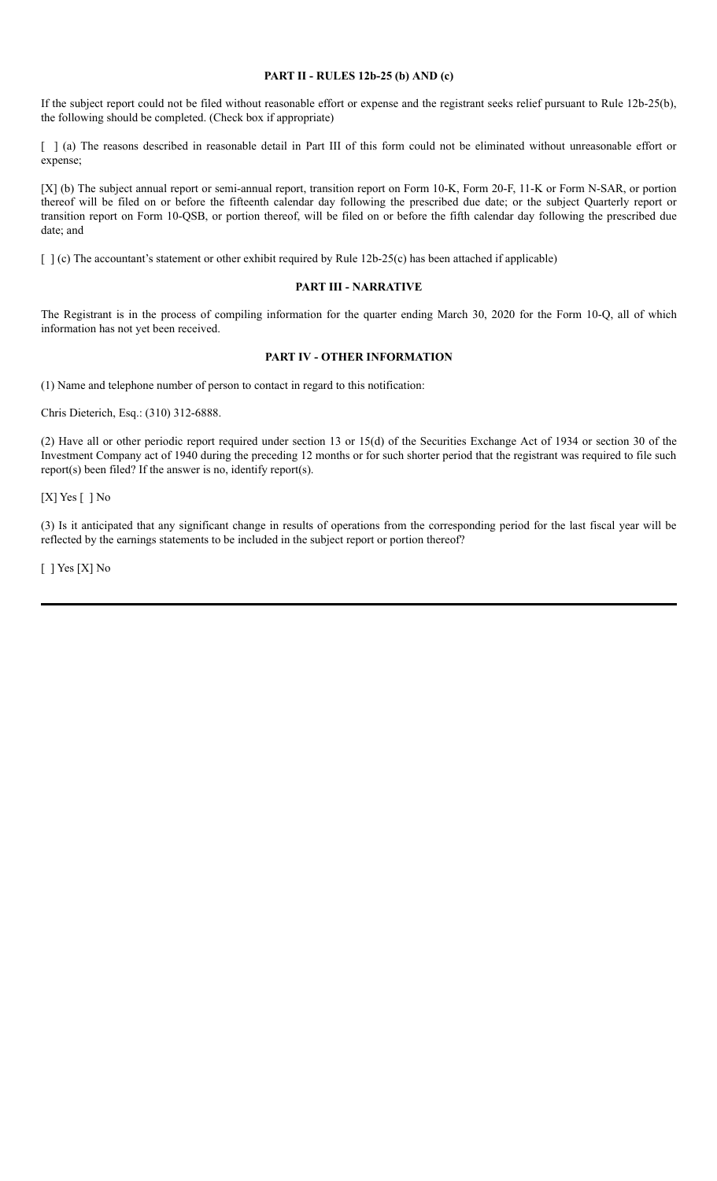**PART II - RULES 12b-25 (b) AND (c)**

If the subject report could not be filed without reasonable effort or expense and the registrant seeks relief pursuant to Rule 12b-25(b), the following should be completed. (Check box if appropriate)

[ ] (a) The reasons described in reasonable detail in Part III of this form could not be eliminated without unreasonable effort or expense;

[X] (b) The subject annual report or semi-annual report, transition report on Form 10-K, Form 20-F, 11-K or Form N-SAR, or portion thereof will be filed on or before the fifteenth calendar day following the prescribed due date; or the subject Quarterly report or transition report on Form 10-QSB, or portion thereof, will be filed on or before the fifth calendar day following the prescribed due date; and

[ ] (c) The accountant's statement or other exhibit required by Rule 12b-25(c) has been attached if applicable)

**PART III - NARRATIVE**

The Registrant is in the process of compiling information for the quarter ending March 30, 2020 for the Form 10-Q, all of which information has not yet been received.

**PART IV - OTHER INFORMATION**

(1) Name and telephone number of person to contact in regard to this notification:

Chris Dieterich, Esq.: (310) 312-6888.

(2) Have all or other periodic report required under section 13 or 15(d) of the Securities Exchange Act of 1934 or section 30 of the Investment Company act of 1940 during the preceding 12 months or for such shorter period that the registrant was required to file such report(s) been filed? If the answer is no, identify report(s).

[X] Yes [ ] No

(3) Is it anticipated that any significant change in results of operations from the corresponding period for the last fiscal year will be reflected by the earnings statements to be included in the subject report or portion thereof?

[ ] Yes [X] No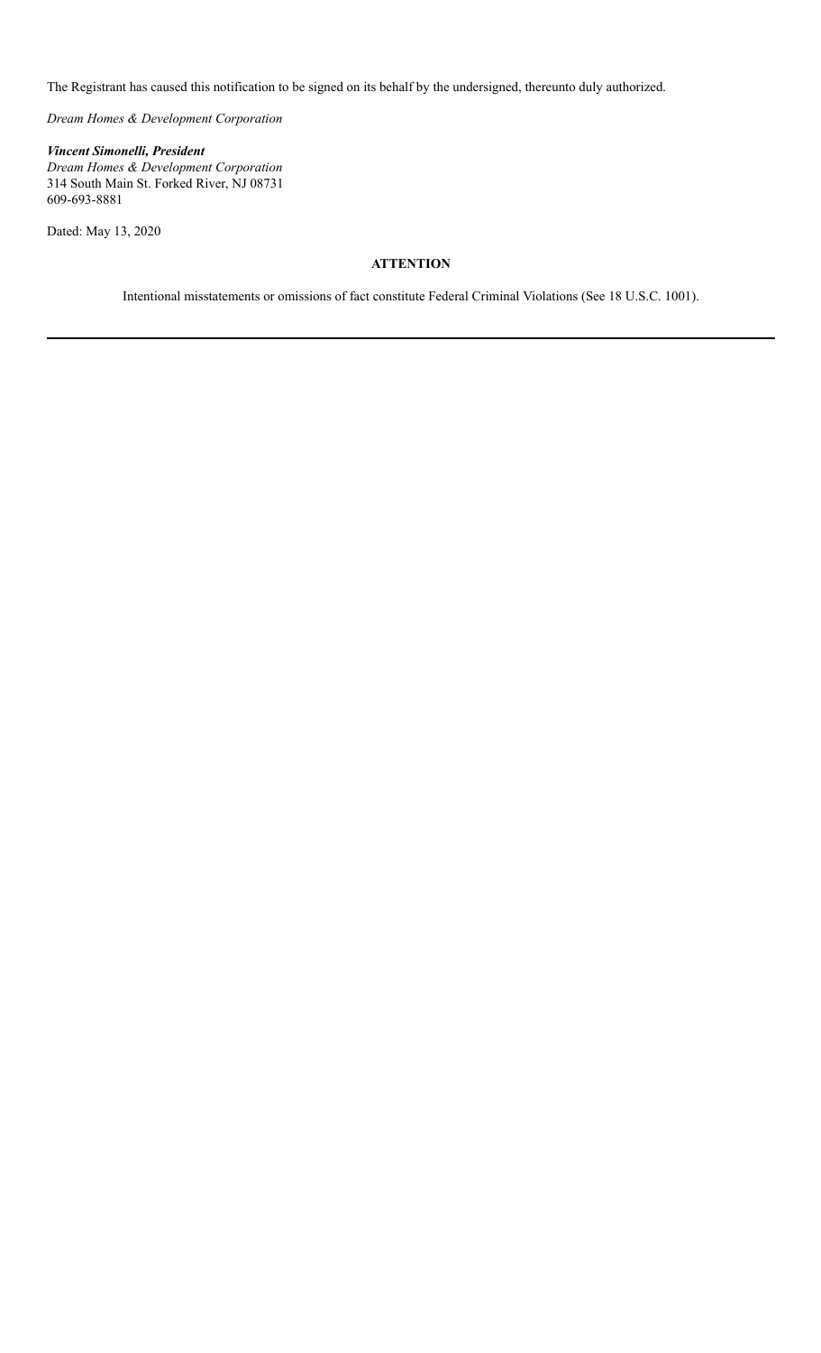The Registrant has caused this notification to be signed on its behalf by the undersigned, thereunto duly authorized.

*Dream Homes & Development Corporation*

***Vincent Simonelli, President***
*Dream Homes & Development Corporation*
314 South Main St. Forked River, NJ 08731
609-693-8881

Dated: May 13, 2020

**ATTENTION**

Intentional misstatements or omissions of fact constitute Federal Criminal Violations (See 18 U.S.C. 1001).